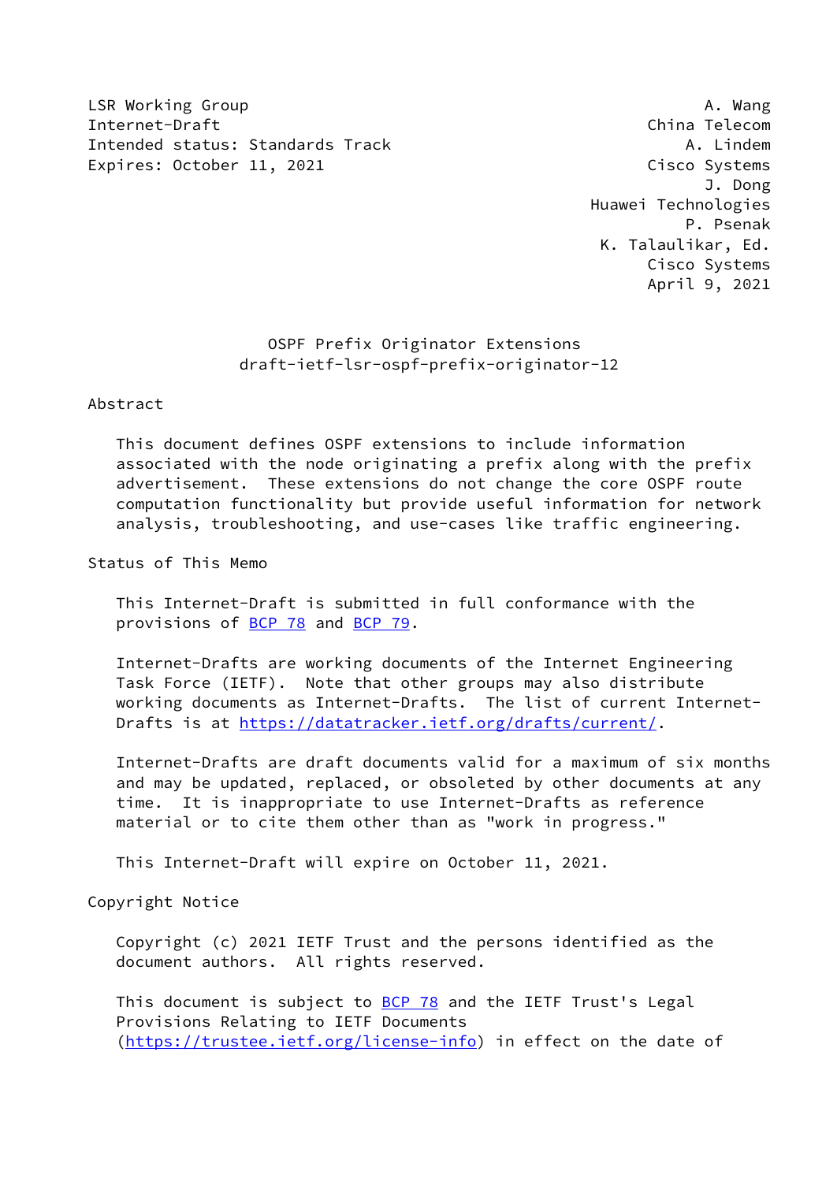LSR Working Group A. Wang
Internet-Draft China Telecom
Intended status: Standards Track A. Lindem
Expires: October 11, 2021 Cisco Systems
J. Dong
Huawei Technologies
P. Psenak
K. Talaulikar, Ed.
Cisco Systems
April 9, 2021

# OSPF Prefix Originator Extensions
## draft-ietf-lsr-ospf-prefix-originator-12

## Abstract

This document defines OSPF extensions to include information associated with the node originating a prefix along with the prefix advertisement. These extensions do not change the core OSPF route computation functionality but provide useful information for network analysis, troubleshooting, and use-cases like traffic engineering.

## Status of This Memo

This Internet-Draft is submitted in full conformance with the provisions of BCP 78 and BCP 79.

Internet-Drafts are working documents of the Internet Engineering Task Force (IETF). Note that other groups may also distribute working documents as Internet-Drafts. The list of current Internet-Drafts is at https://datatracker.ietf.org/drafts/current/.

Internet-Drafts are draft documents valid for a maximum of six months and may be updated, replaced, or obsoleted by other documents at any time. It is inappropriate to use Internet-Drafts as reference material or to cite them other than as "work in progress."

This Internet-Draft will expire on October 11, 2021.

## Copyright Notice

Copyright (c) 2021 IETF Trust and the persons identified as the document authors. All rights reserved.

This document is subject to BCP 78 and the IETF Trust's Legal Provisions Relating to IETF Documents (https://trustee.ietf.org/license-info) in effect on the date of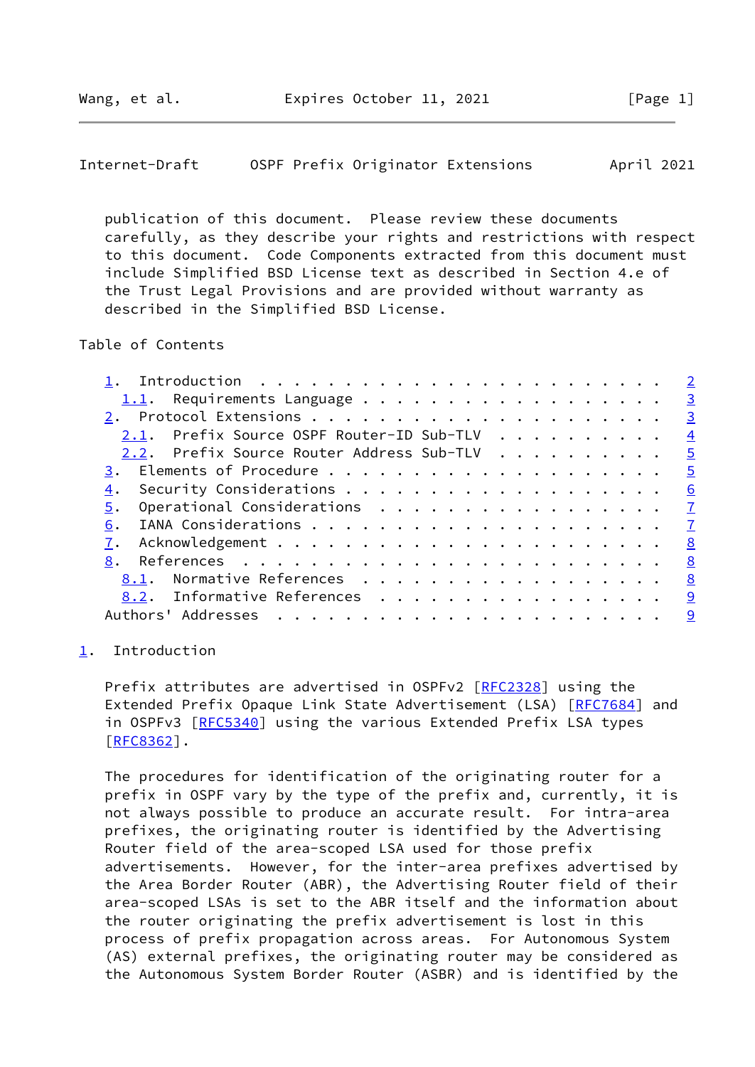publication of this document. Please review these documents carefully, as they describe your rights and restrictions with respect to this document. Code Components extracted from this document must include Simplified BSD License text as described in Section 4.e of the Trust Legal Provisions and are provided without warranty as described in the Simplified BSD License.

Table of Contents

- 1. Introduction . . . . . . . . . . . . . . . . . . . . . . . . 2
  - 1.1. Requirements Language . . . . . . . . . . . . . . . . . . 3
- 2. Protocol Extensions . . . . . . . . . . . . . . . . . . . . . 3
  - 2.1. Prefix Source OSPF Router-ID Sub-TLV . . . . . . . . . . 4
  - 2.2. Prefix Source Router Address Sub-TLV . . . . . . . . . . 5
- 3. Elements of Procedure . . . . . . . . . . . . . . . . . . . . 5
- 4. Security Considerations . . . . . . . . . . . . . . . . . . . 6
- 5. Operational Considerations . . . . . . . . . . . . . . . . . 7
- 6. IANA Considerations . . . . . . . . . . . . . . . . . . . . . 7
- 7. Acknowledgement . . . . . . . . . . . . . . . . . . . . . . . 8
- 8. References . . . . . . . . . . . . . . . . . . . . . . . . . 8
  - 8.1. Normative References . . . . . . . . . . . . . . . . . . 8
  - 8.2. Informative References . . . . . . . . . . . . . . . . . 9
- Authors' Addresses . . . . . . . . . . . . . . . . . . . . . . . 9

## 1. Introduction

Prefix attributes are advertised in OSPFv2 [RFC2328] using the Extended Prefix Opaque Link State Advertisement (LSA) [RFC7684] and in OSPFv3 [RFC5340] using the various Extended Prefix LSA types [RFC8362].

The procedures for identification of the originating router for a prefix in OSPF vary by the type of the prefix and, currently, it is not always possible to produce an accurate result. For intra-area prefixes, the originating router is identified by the Advertising Router field of the area-scoped LSA used for those prefix advertisements. However, for the inter-area prefixes advertised by the Area Border Router (ABR), the Advertising Router field of their area-scoped LSAs is set to the ABR itself and the information about the router originating the prefix advertisement is lost in this process of prefix propagation across areas. For Autonomous System (AS) external prefixes, the originating router may be considered as the Autonomous System Border Router (ASBR) and is identified by the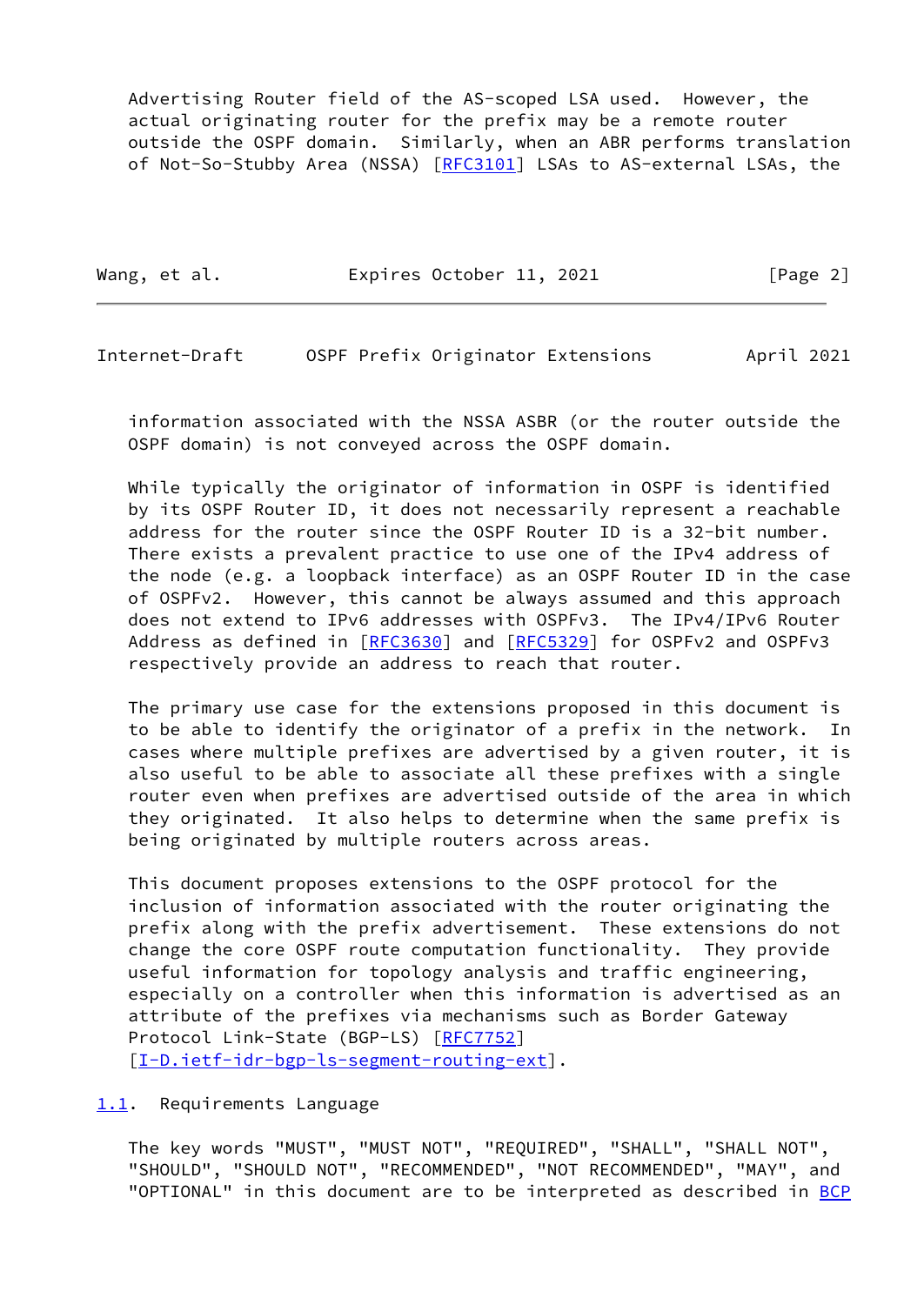Advertising Router field of the AS-scoped LSA used. However, the actual originating router for the prefix may be a remote router outside the OSPF domain. Similarly, when an ABR performs translation of Not-So-Stubby Area (NSSA) [RFC3101] LSAs to AS-external LSAs, the information associated with the NSSA ASBR (or the router outside the OSPF domain) is not conveyed across the OSPF domain.

While typically the originator of information in OSPF is identified by its OSPF Router ID, it does not necessarily represent a reachable address for the router since the OSPF Router ID is a 32-bit number. There exists a prevalent practice to use one of the IPv4 address of the node (e.g. a loopback interface) as an OSPF Router ID in the case of OSPFv2. However, this cannot be always assumed and this approach does not extend to IPv6 addresses with OSPFv3. The IPv4/IPv6 Router Address as defined in [RFC3630] and [RFC5329] for OSPFv2 and OSPFv3 respectively provide an address to reach that router.

The primary use case for the extensions proposed in this document is to be able to identify the originator of a prefix in the network. In cases where multiple prefixes are advertised by a given router, it is also useful to be able to associate all these prefixes with a single router even when prefixes are advertised outside of the area in which they originated. It also helps to determine when the same prefix is being originated by multiple routers across areas.

This document proposes extensions to the OSPF protocol for the inclusion of information associated with the router originating the prefix along with the prefix advertisement. These extensions do not change the core OSPF route computation functionality. They provide useful information for topology analysis and traffic engineering, especially on a controller when this information is advertised as an attribute of the prefixes via mechanisms such as Border Gateway Protocol Link-State (BGP-LS) [RFC7752] [I-D.ietf-idr-bgp-ls-segment-routing-ext].

### 1.1. Requirements Language

The key words "MUST", "MUST NOT", "REQUIRED", "SHALL", "SHALL NOT", "SHOULD", "SHOULD NOT", "RECOMMENDED", "NOT RECOMMENDED", "MAY", and "OPTIONAL" in this document are to be interpreted as described in BCP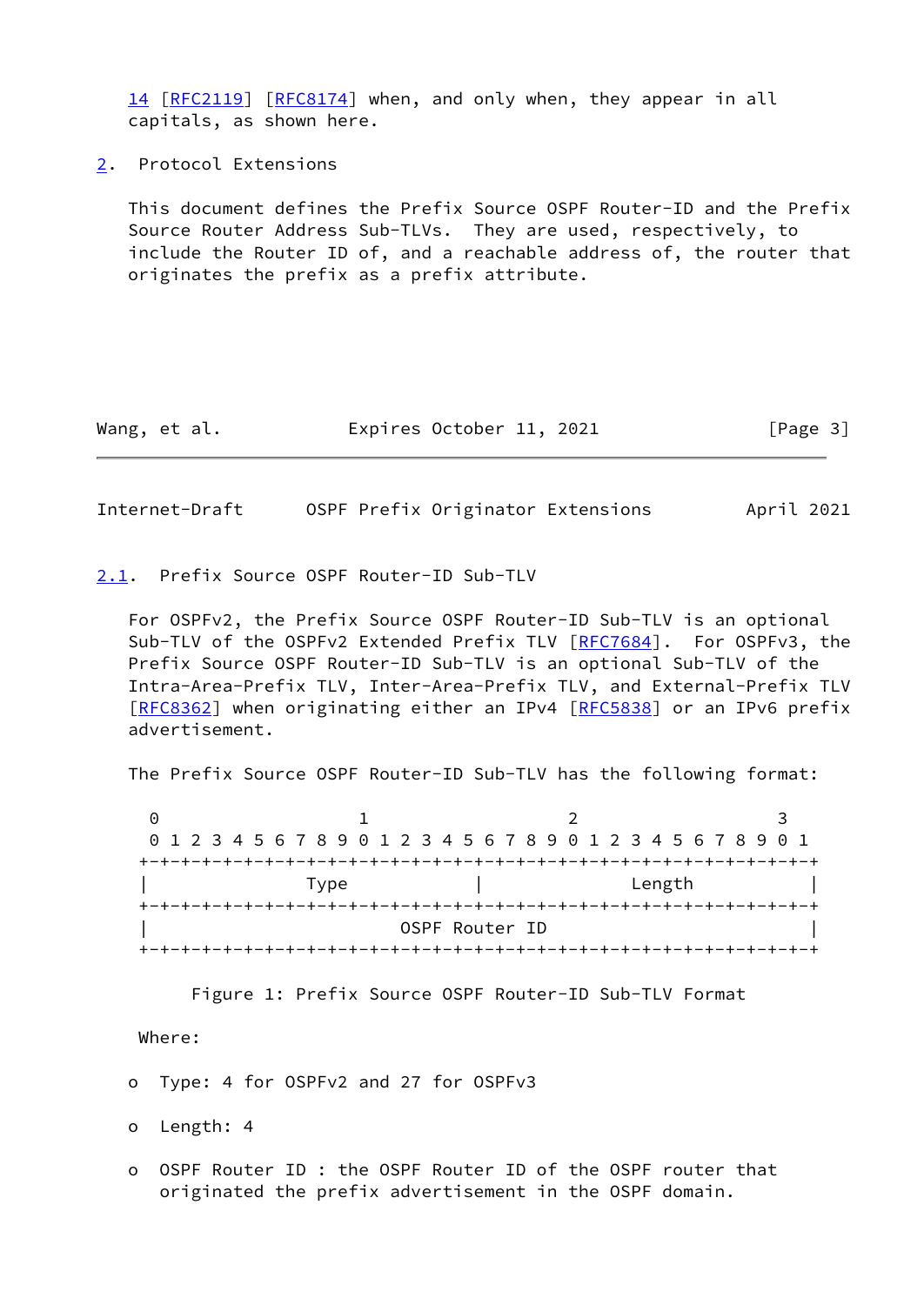14 [RFC2119] [RFC8174] when, and only when, they appear in all capitals, as shown here.

## 2. Protocol Extensions

This document defines the Prefix Source OSPF Router-ID and the Prefix Source Router Address Sub-TLVs. They are used, respectively, to include the Router ID of, and a reachable address of, the router that originates the prefix as a prefix attribute.

### 2.1. Prefix Source OSPF Router-ID Sub-TLV

For OSPFv2, the Prefix Source OSPF Router-ID Sub-TLV is an optional Sub-TLV of the OSPFv2 Extended Prefix TLV [RFC7684]. For OSPFv3, the Prefix Source OSPF Router-ID Sub-TLV is an optional Sub-TLV of the Intra-Area-Prefix TLV, Inter-Area-Prefix TLV, and External-Prefix TLV [RFC8362] when originating either an IPv4 [RFC5838] or an IPv6 prefix advertisement.

The Prefix Source OSPF Router-ID Sub-TLV has the following format:

```
 0                   1                   2                   3
 0 1 2 3 4 5 6 7 8 9 0 1 2 3 4 5 6 7 8 9 0 1 2 3 4 5 6 7 8 9 0 1
+-+-+-+-+-+-+-+-+-+-+-+-+-+-+-+-+-+-+-+-+-+-+-+-+-+-+-+-+-+-+-+-+
|              Type             |               Length          |
+-+-+-+-+-+-+-+-+-+-+-+-+-+-+-+-+-+-+-+-+-+-+-+-+-+-+-+-+-+-+-+-+
|                          OSPF Router ID                       |
+-+-+-+-+-+-+-+-+-+-+-+-+-+-+-+-+-+-+-+-+-+-+-+-+-+-+-+-+-+-+-+-+
```

Figure 1: Prefix Source OSPF Router-ID Sub-TLV Format

Where:

- Type: 4 for OSPFv2 and 27 for OSPFv3
- Length: 4
- OSPF Router ID : the OSPF Router ID of the OSPF router that originated the prefix advertisement in the OSPF domain.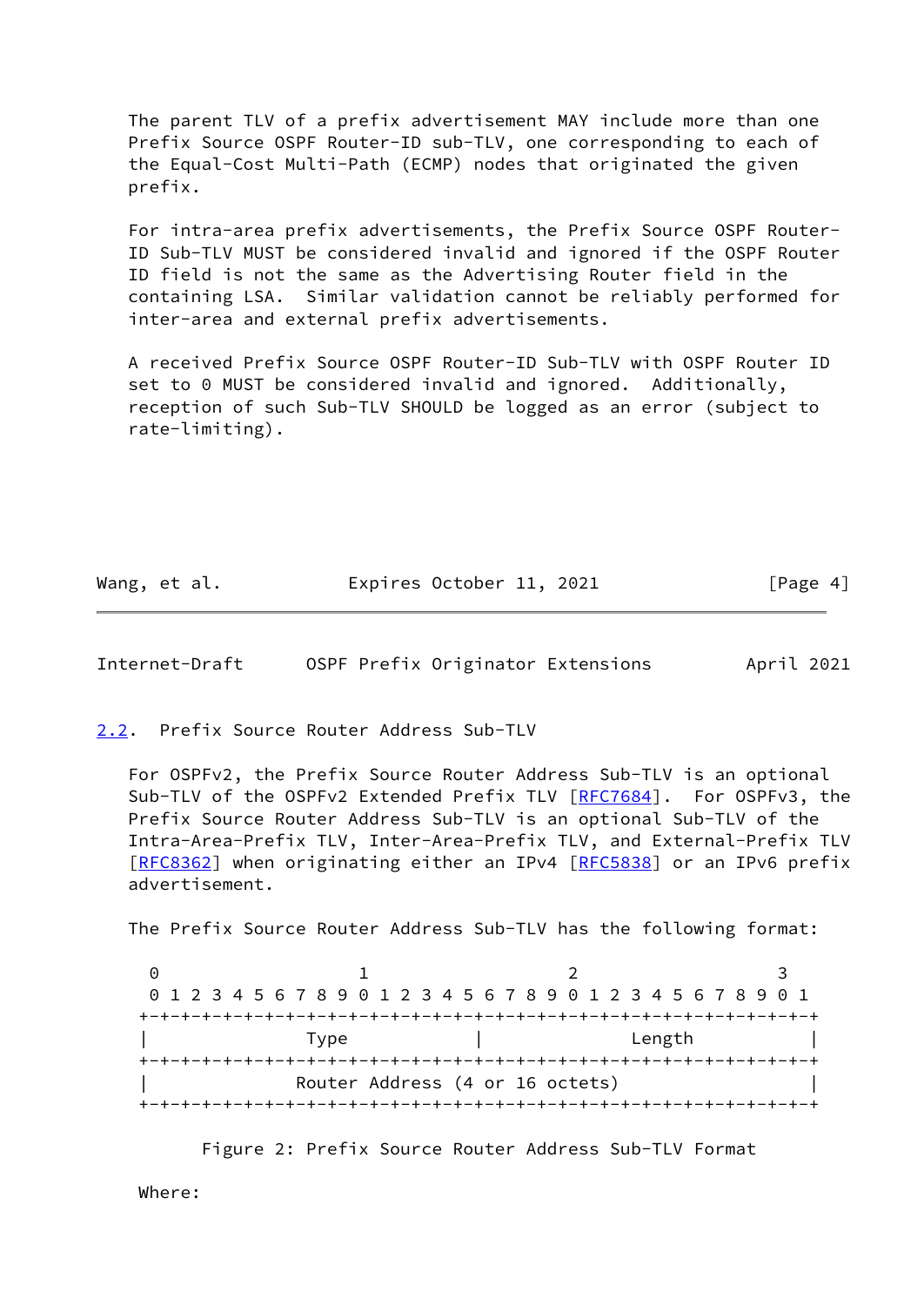The parent TLV of a prefix advertisement MAY include more than one Prefix Source OSPF Router-ID sub-TLV, one corresponding to each of the Equal-Cost Multi-Path (ECMP) nodes that originated the given prefix.

For intra-area prefix advertisements, the Prefix Source OSPF Router-ID Sub-TLV MUST be considered invalid and ignored if the OSPF Router ID field is not the same as the Advertising Router field in the containing LSA. Similar validation cannot be reliably performed for inter-area and external prefix advertisements.

A received Prefix Source OSPF Router-ID Sub-TLV with OSPF Router ID set to 0 MUST be considered invalid and ignored. Additionally, reception of such Sub-TLV SHOULD be logged as an error (subject to rate-limiting).

## 2.2. Prefix Source Router Address Sub-TLV

For OSPFv2, the Prefix Source Router Address Sub-TLV is an optional Sub-TLV of the OSPFv2 Extended Prefix TLV [RFC7684]. For OSPFv3, the Prefix Source Router Address Sub-TLV is an optional Sub-TLV of the Intra-Area-Prefix TLV, Inter-Area-Prefix TLV, and External-Prefix TLV [RFC8362] when originating either an IPv4 [RFC5838] or an IPv6 prefix advertisement.

The Prefix Source Router Address Sub-TLV has the following format:

```
 0                   1                   2                   3
 0 1 2 3 4 5 6 7 8 9 0 1 2 3 4 5 6 7 8 9 0 1 2 3 4 5 6 7 8 9 0 1
+-+-+-+-+-+-+-+-+-+-+-+-+-+-+-+-+-+-+-+-+-+-+-+-+-+-+-+-+-+-+-+-+
|               Type            |              Length           |
+-+-+-+-+-+-+-+-+-+-+-+-+-+-+-+-+-+-+-+-+-+-+-+-+-+-+-+-+-+-+-+-+
|              Router Address (4 or 16 octets)                  |
+-+-+-+-+-+-+-+-+-+-+-+-+-+-+-+-+-+-+-+-+-+-+-+-+-+-+-+-+-+-+-+-+
```

Figure 2: Prefix Source Router Address Sub-TLV Format

Where: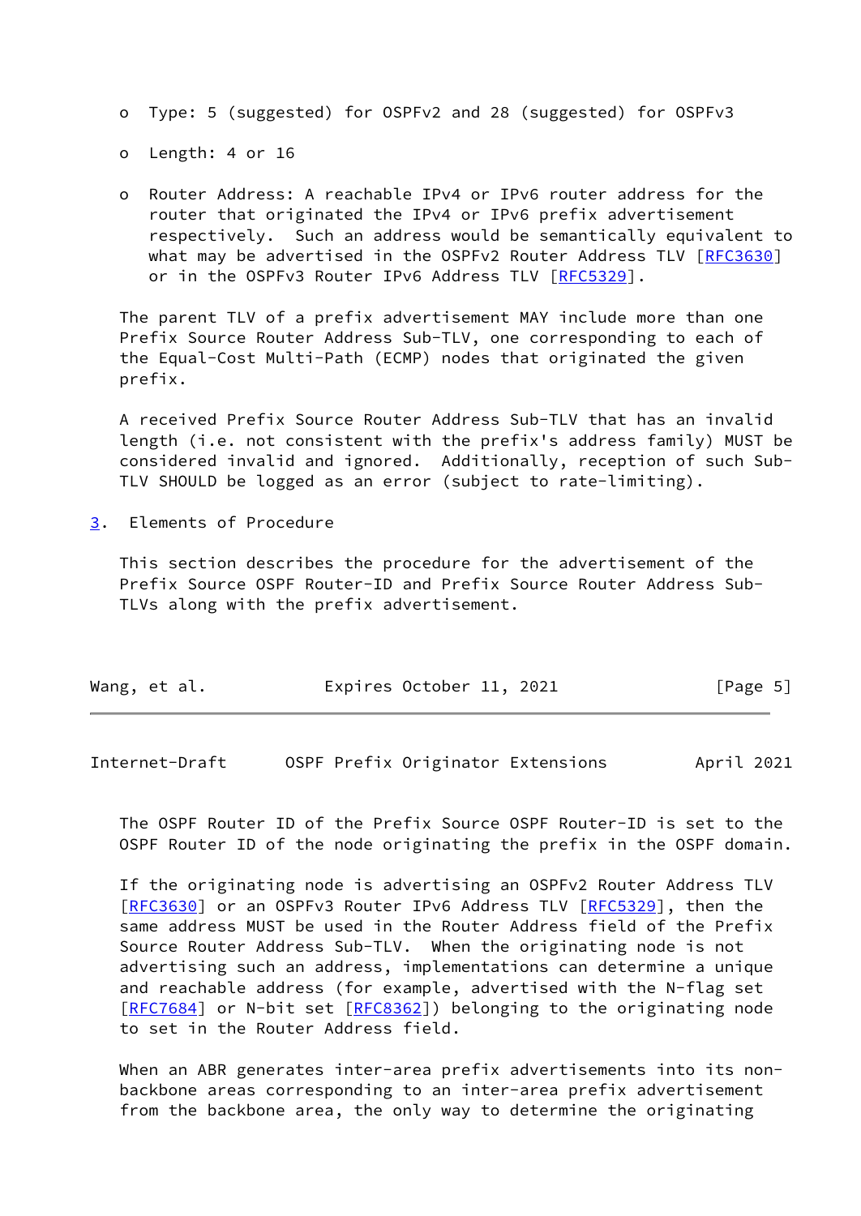- Type: 5 (suggested) for OSPFv2 and 28 (suggested) for OSPFv3

- Length: 4 or 16

- Router Address: A reachable IPv4 or IPv6 router address for the router that originated the IPv4 or IPv6 prefix advertisement respectively. Such an address would be semantically equivalent to what may be advertised in the OSPFv2 Router Address TLV [RFC3630] or in the OSPFv3 Router IPv6 Address TLV [RFC5329].

The parent TLV of a prefix advertisement MAY include more than one Prefix Source Router Address Sub-TLV, one corresponding to each of the Equal-Cost Multi-Path (ECMP) nodes that originated the given prefix.

A received Prefix Source Router Address Sub-TLV that has an invalid length (i.e. not consistent with the prefix's address family) MUST be considered invalid and ignored. Additionally, reception of such Sub-TLV SHOULD be logged as an error (subject to rate-limiting).

## 3. Elements of Procedure

This section describes the procedure for the advertisement of the Prefix Source OSPF Router-ID and Prefix Source Router Address Sub-TLVs along with the prefix advertisement.

The OSPF Router ID of the Prefix Source OSPF Router-ID is set to the OSPF Router ID of the node originating the prefix in the OSPF domain.

If the originating node is advertising an OSPFv2 Router Address TLV [RFC3630] or an OSPFv3 Router IPv6 Address TLV [RFC5329], then the same address MUST be used in the Router Address field of the Prefix Source Router Address Sub-TLV. When the originating node is not advertising such an address, implementations can determine a unique and reachable address (for example, advertised with the N-flag set [RFC7684] or N-bit set [RFC8362]) belonging to the originating node to set in the Router Address field.

When an ABR generates inter-area prefix advertisements into its non-backbone areas corresponding to an inter-area prefix advertisement from the backbone area, the only way to determine the originating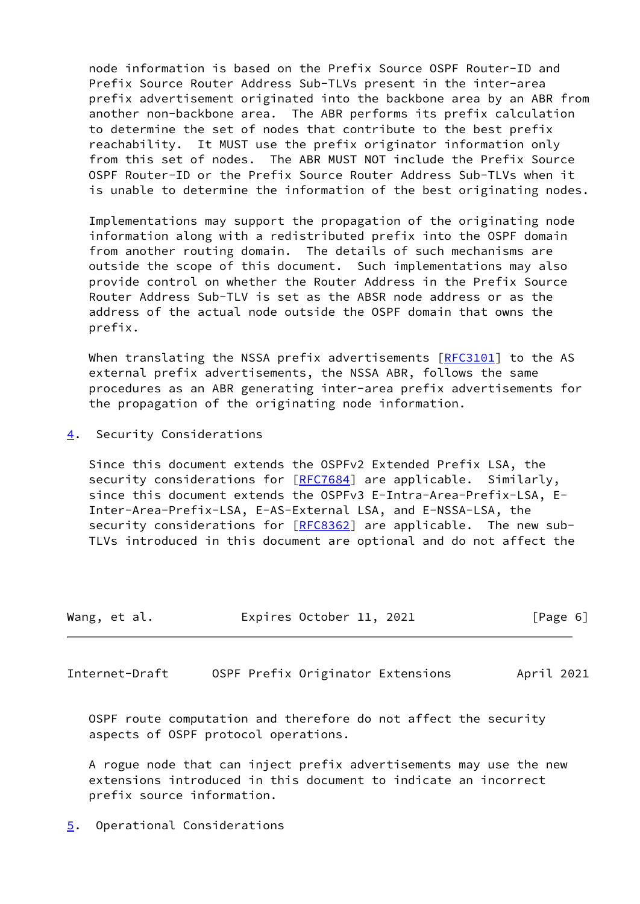node information is based on the Prefix Source OSPF Router-ID and Prefix Source Router Address Sub-TLVs present in the inter-area prefix advertisement originated into the backbone area by an ABR from another non-backbone area. The ABR performs its prefix calculation to determine the set of nodes that contribute to the best prefix reachability. It MUST use the prefix originator information only from this set of nodes. The ABR MUST NOT include the Prefix Source OSPF Router-ID or the Prefix Source Router Address Sub-TLVs when it is unable to determine the information of the best originating nodes.

Implementations may support the propagation of the originating node information along with a redistributed prefix into the OSPF domain from another routing domain. The details of such mechanisms are outside the scope of this document. Such implementations may also provide control on whether the Router Address in the Prefix Source Router Address Sub-TLV is set as the ABSR node address or as the address of the actual node outside the OSPF domain that owns the prefix.

When translating the NSSA prefix advertisements [RFC3101] to the AS external prefix advertisements, the NSSA ABR, follows the same procedures as an ABR generating inter-area prefix advertisements for the propagation of the originating node information.

## 4. Security Considerations

Since this document extends the OSPFv2 Extended Prefix LSA, the security considerations for [RFC7684] are applicable. Similarly, since this document extends the OSPFv3 E-Intra-Area-Prefix-LSA, E-Inter-Area-Prefix-LSA, E-AS-External LSA, and E-NSSA-LSA, the security considerations for [RFC8362] are applicable. The new sub-TLVs introduced in this document are optional and do not affect the OSPF route computation and therefore do not affect the security aspects of OSPF protocol operations.

A rogue node that can inject prefix advertisements may use the new extensions introduced in this document to indicate an incorrect prefix source information.

## 5. Operational Considerations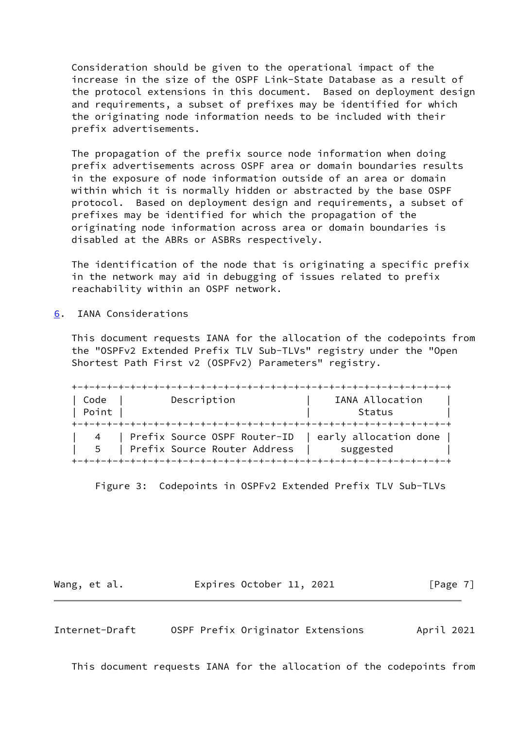Consideration should be given to the operational impact of the increase in the size of the OSPF Link-State Database as a result of the protocol extensions in this document. Based on deployment design and requirements, a subset of prefixes may be identified for which the originating node information needs to be included with their prefix advertisements.

The propagation of the prefix source node information when doing prefix advertisements across OSPF area or domain boundaries results in the exposure of node information outside of an area or domain within which it is normally hidden or abstracted by the base OSPF protocol. Based on deployment design and requirements, a subset of prefixes may be identified for which the propagation of the originating node information across area or domain boundaries is disabled at the ABRs or ASBRs respectively.

The identification of the node that is originating a specific prefix in the network may aid in debugging of issues related to prefix reachability within an OSPF network.

## 6. IANA Considerations

This document requests IANA for the allocation of the codepoints from the "OSPFv2 Extended Prefix TLV Sub-TLVs" registry under the "Open Shortest Path First v2 (OSPFv2) Parameters" registry.

| Code Point | Description | IANA Allocation Status |
|---|---|---|
| 4 | Prefix Source OSPF Router-ID | early allocation done |
| 5 | Prefix Source Router Address | suggested |

Figure 3: Codepoints in OSPFv2 Extended Prefix TLV Sub-TLVs

This document requests IANA for the allocation of the codepoints from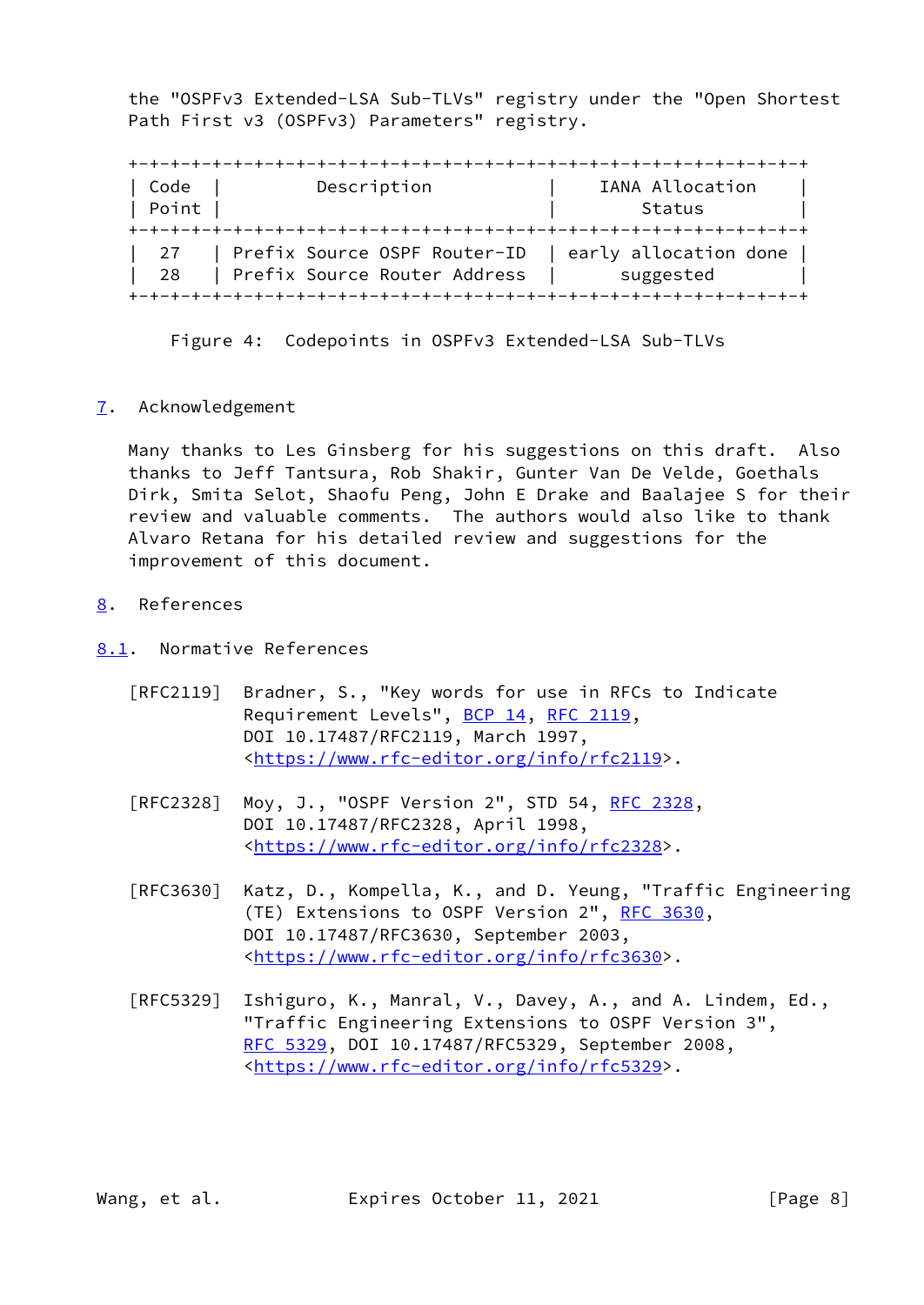the "OSPFv3 Extended-LSA Sub-TLVs" registry under the "Open Shortest Path First v3 (OSPFv3) Parameters" registry.

| Code Point | Description | IANA Allocation Status |
|---|---|---|
| 27 | Prefix Source OSPF Router-ID | early allocation done |
| 28 | Prefix Source Router Address | suggested |

Figure 4: Codepoints in OSPFv3 Extended-LSA Sub-TLVs

## 7. Acknowledgement

Many thanks to Les Ginsberg for his suggestions on this draft. Also thanks to Jeff Tantsura, Rob Shakir, Gunter Van De Velde, Goethals Dirk, Smita Selot, Shaofu Peng, John E Drake and Baalajee S for their review and valuable comments. The authors would also like to thank Alvaro Retana for his detailed review and suggestions for the improvement of this document.

## 8. References

### 8.1. Normative References

[RFC2119] Bradner, S., "Key words for use in RFCs to Indicate Requirement Levels", BCP 14, RFC 2119, DOI 10.17487/RFC2119, March 1997, <https://www.rfc-editor.org/info/rfc2119>.

[RFC2328] Moy, J., "OSPF Version 2", STD 54, RFC 2328, DOI 10.17487/RFC2328, April 1998, <https://www.rfc-editor.org/info/rfc2328>.

[RFC3630] Katz, D., Kompella, K., and D. Yeung, "Traffic Engineering (TE) Extensions to OSPF Version 2", RFC 3630, DOI 10.17487/RFC3630, September 2003, <https://www.rfc-editor.org/info/rfc3630>.

[RFC5329] Ishiguro, K., Manral, V., Davey, A., and A. Lindem, Ed., "Traffic Engineering Extensions to OSPF Version 3", RFC 5329, DOI 10.17487/RFC5329, September 2008, <https://www.rfc-editor.org/info/rfc5329>.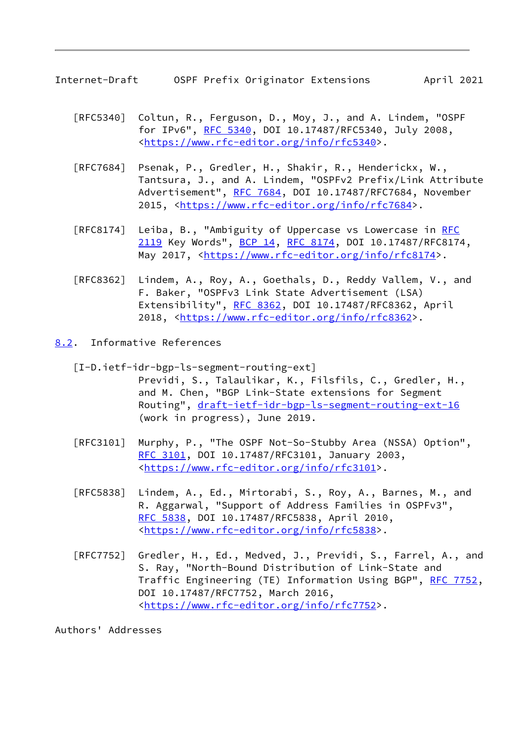[RFC5340] Coltun, R., Ferguson, D., Moy, J., and A. Lindem, "OSPF for IPv6", RFC 5340, DOI 10.17487/RFC5340, July 2008, <https://www.rfc-editor.org/info/rfc5340>.

[RFC7684] Psenak, P., Gredler, H., Shakir, R., Henderickx, W., Tantsura, J., and A. Lindem, "OSPFv2 Prefix/Link Attribute Advertisement", RFC 7684, DOI 10.17487/RFC7684, November 2015, <https://www.rfc-editor.org/info/rfc7684>.

[RFC8174] Leiba, B., "Ambiguity of Uppercase vs Lowercase in RFC 2119 Key Words", BCP 14, RFC 8174, DOI 10.17487/RFC8174, May 2017, <https://www.rfc-editor.org/info/rfc8174>.

[RFC8362] Lindem, A., Roy, A., Goethals, D., Reddy Vallem, V., and F. Baker, "OSPFv3 Link State Advertisement (LSA) Extensibility", RFC 8362, DOI 10.17487/RFC8362, April 2018, <https://www.rfc-editor.org/info/rfc8362>.

## 8.2. Informative References

[I-D.ietf-idr-bgp-ls-segment-routing-ext] Previdi, S., Talaulikar, K., Filsfils, C., Gredler, H., and M. Chen, "BGP Link-State extensions for Segment Routing", draft-ietf-idr-bgp-ls-segment-routing-ext-16 (work in progress), June 2019.

[RFC3101] Murphy, P., "The OSPF Not-So-Stubby Area (NSSA) Option", RFC 3101, DOI 10.17487/RFC3101, January 2003, <https://www.rfc-editor.org/info/rfc3101>.

[RFC5838] Lindem, A., Ed., Mirtorabi, S., Roy, A., Barnes, M., and R. Aggarwal, "Support of Address Families in OSPFv3", RFC 5838, DOI 10.17487/RFC5838, April 2010, <https://www.rfc-editor.org/info/rfc5838>.

[RFC7752] Gredler, H., Ed., Medved, J., Previdi, S., Farrel, A., and S. Ray, "North-Bound Distribution of Link-State and Traffic Engineering (TE) Information Using BGP", RFC 7752, DOI 10.17487/RFC7752, March 2016, <https://www.rfc-editor.org/info/rfc7752>.

## Authors' Addresses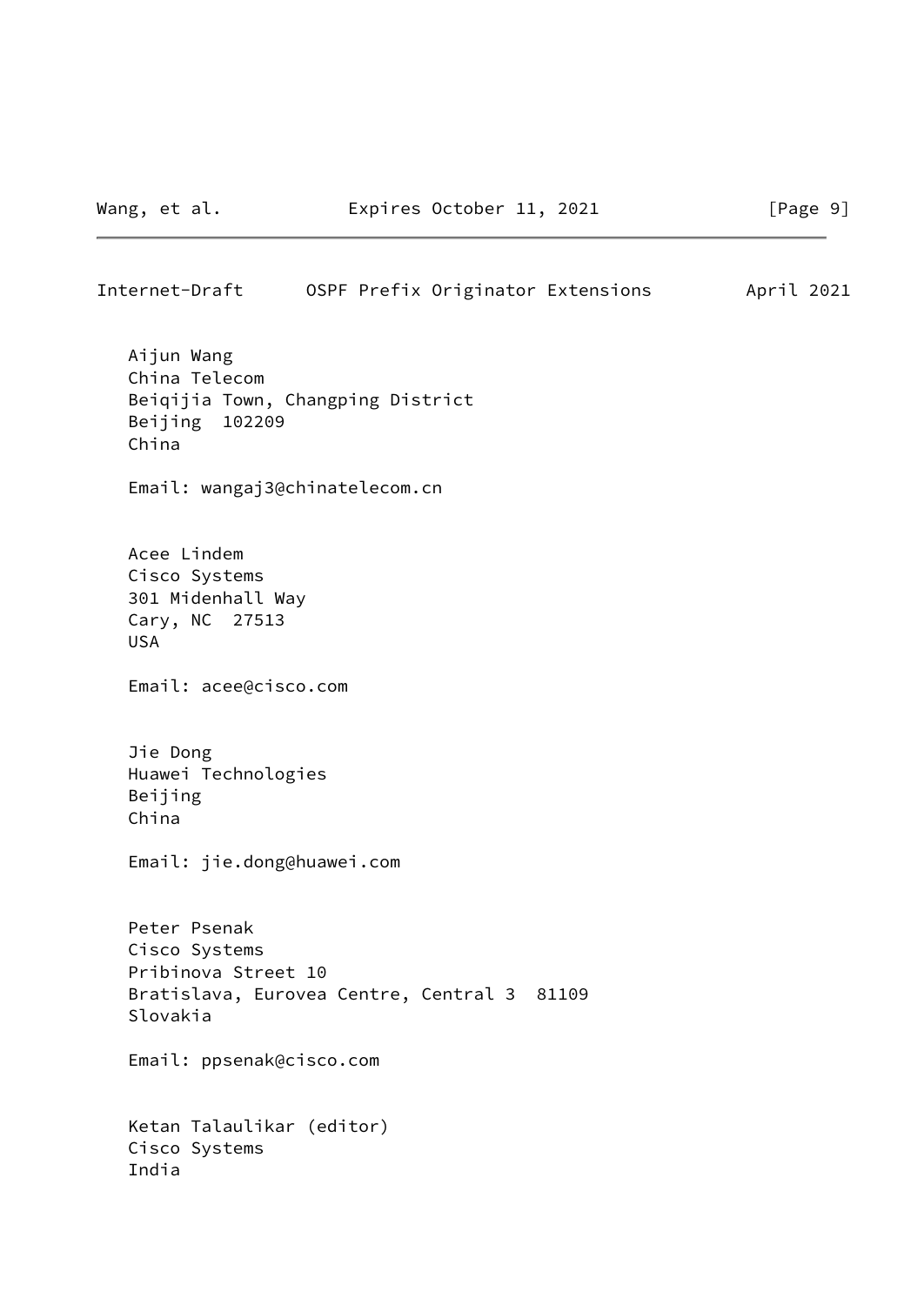Aijun Wang
China Telecom
Beiqijia Town, Changping District
Beijing  102209
China

Email: wangaj3@chinatelecom.cn

Acee Lindem
Cisco Systems
301 Midenhall Way
Cary, NC  27513
USA

Email: acee@cisco.com

Jie Dong
Huawei Technologies
Beijing
China

Email: jie.dong@huawei.com

Peter Psenak
Cisco Systems
Pribinova Street 10
Bratislava, Eurovea Centre, Central 3  81109
Slovakia

Email: ppsenak@cisco.com

Ketan Talaulikar (editor)
Cisco Systems
India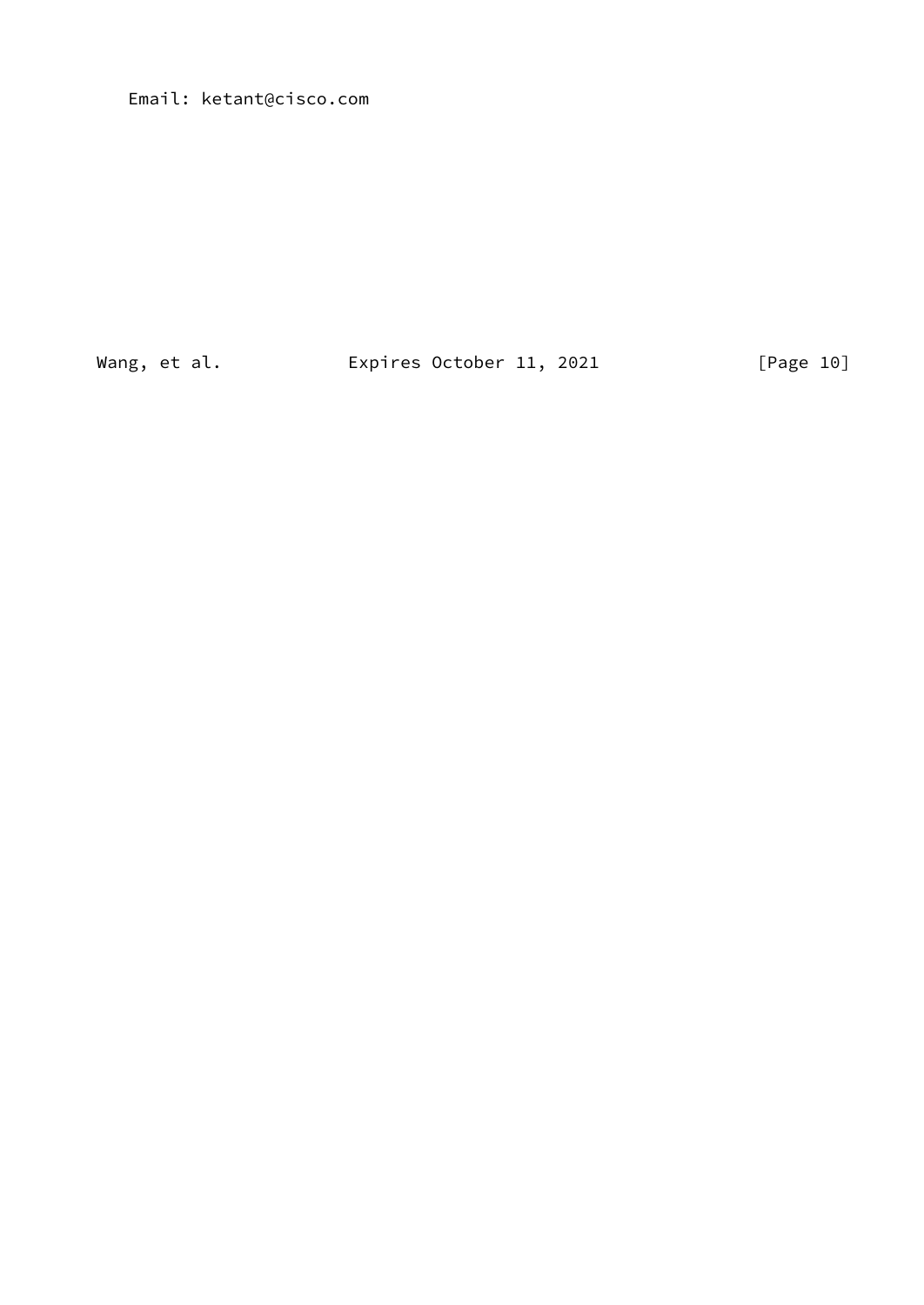Email: ketant@cisco.com